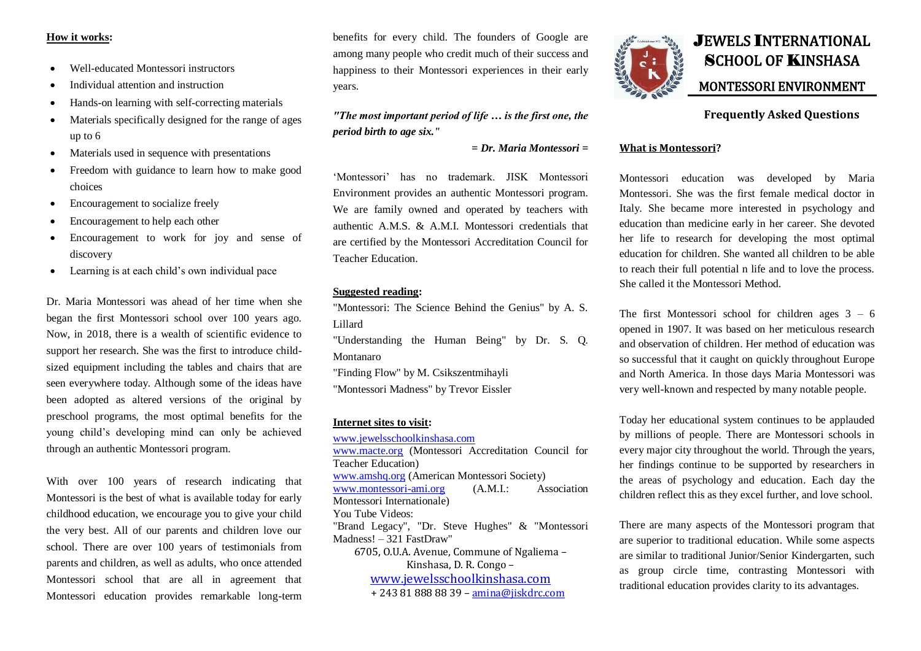# JEWELS INTERNATIONAL SCHOOL OF KINSHASA

## MONTESSORI ENVIRONMENT

### Frequently Asked Questions

**What is Montessori?**

Montessori education was developed by Maria Montessori. She was the first female medical doctor in Italy. She became more interested in psychology and education than medicine early in her career. She devoted her life to research for developing the most optimal education for children. She wanted all children to be able to reach their full potential n life and to love the process. She called it the Montessori Method.

The first Montessori school for children ages 3 – 6 opened in 1907. It was based on her meticulous research and observation of children. Her method of education was so successful that it caught on quickly throughout Europe and North America. In those days Maria Montessori was very well-known and respected by many notable people.

Today her educational system continues to be applauded by millions of people. There are Montessori schools in every major city throughout the world. Through the years, her findings continue to be supported by researchers in the areas of psychology and education. Each day the children reflect this as they excel further, and love school.

There are many aspects of the Montessori program that are superior to traditional education. While some aspects are similar to traditional Junior/Senior Kindergarten, such as group circle time, contrasting Montessori with traditional education provides clarity to its advantages.

**How it works:**

- Well-educated Montessori instructors
- Individual attention and instruction
- Hands-on learning with self-correcting materials
- Materials specifically designed for the range of ages up to 6
- Materials used in sequence with presentations
- Freedom with guidance to learn how to make good choices
- Encouragement to socialize freely
- Encouragement to help each other
- Encouragement to work for joy and sense of discovery
- Learning is at each child's own individual pace

Dr. Maria Montessori was ahead of her time when she began the first Montessori school over 100 years ago. Now, in 2018, there is a wealth of scientific evidence to support her research. She was the first to introduce child-sized equipment including the tables and chairs that are seen everywhere today. Although some of the ideas have been adopted as altered versions of the original by preschool programs, the most optimal benefits for the young child's developing mind can only be achieved through an authentic Montessori program.

With over 100 years of research indicating that Montessori is the best of what is available today for early childhood education, we encourage you to give your child the very best. All of our parents and children love our school. There are over 100 years of testimonials from parents and children, as well as adults, who once attended Montessori school that are all in agreement that Montessori education provides remarkable long-term benefits for every child. The founders of Google are among many people who credit much of their success and happiness to their Montessori experiences in their early years.

***"The most important period of life … is the first one, the period birth to age six."***

***= Dr. Maria Montessori =***

'Montessori' has no trademark. JISK Montessori Environment provides an authentic Montessori program. We are family owned and operated by teachers with authentic A.M.S. & A.M.I. Montessori credentials that are certified by the Montessori Accreditation Council for Teacher Education.

**Suggested reading:**

"Montessori: The Science Behind the Genius" by A. S. Lillard
"Understanding the Human Being" by Dr. S. Q. Montanaro
"Finding Flow" by M. Csikszentmihayli
"Montessori Madness" by Trevor Eissler

**Internet sites to visit:**

www.jewelsschoolkinshasa.com
www.macte.org (Montessori Accreditation Council for Teacher Education)
www.amshq.org (American Montessori Society)
www.montessori-ami.org (A.M.I.: Association Montessori Internationale)
You Tube Videos:
"Brand Legacy", "Dr. Steve Hughes" & "Montessori Madness! – 321 FastDraw"

6705, O.U.A. Avenue, Commune of Ngaliema – Kinshasa, D. R. Congo –
www.jewelsschoolkinshasa.com
+ 243 81 888 88 39 – amina@jiskdrc.com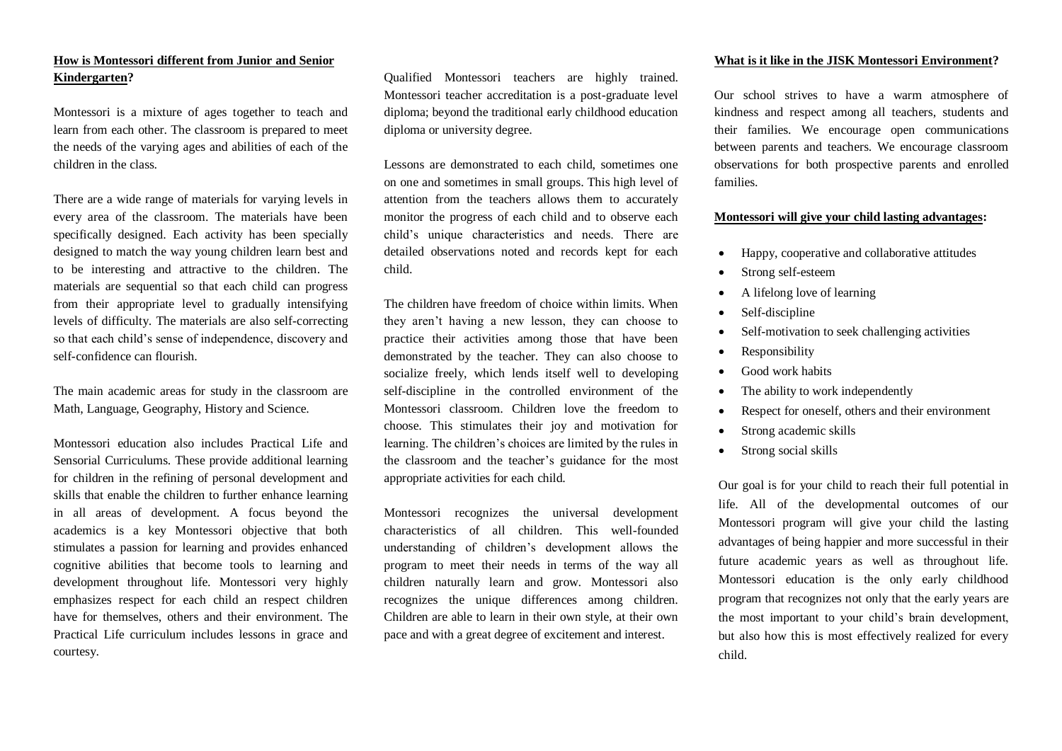## How is Montessori different from Junior and Senior Kindergarten?

Montessori is a mixture of ages together to teach and learn from each other. The classroom is prepared to meet the needs of the varying ages and abilities of each of the children in the class.

There are a wide range of materials for varying levels in every area of the classroom. The materials have been specifically designed. Each activity has been specially designed to match the way young children learn best and to be interesting and attractive to the children. The materials are sequential so that each child can progress from their appropriate level to gradually intensifying levels of difficulty. The materials are also self-correcting so that each child's sense of independence, discovery and self-confidence can flourish.

The main academic areas for study in the classroom are Math, Language, Geography, History and Science.

Montessori education also includes Practical Life and Sensorial Curriculums. These provide additional learning for children in the refining of personal development and skills that enable the children to further enhance learning in all areas of development. A focus beyond the academics is a key Montessori objective that both stimulates a passion for learning and provides enhanced cognitive abilities that become tools to learning and development throughout life. Montessori very highly emphasizes respect for each child an respect children have for themselves, others and their environment. The Practical Life curriculum includes lessons in grace and courtesy.

Qualified Montessori teachers are highly trained. Montessori teacher accreditation is a post-graduate level diploma; beyond the traditional early childhood education diploma or university degree.

Lessons are demonstrated to each child, sometimes one on one and sometimes in small groups. This high level of attention from the teachers allows them to accurately monitor the progress of each child and to observe each child's unique characteristics and needs. There are detailed observations noted and records kept for each child.

The children have freedom of choice within limits. When they aren't having a new lesson, they can choose to practice their activities among those that have been demonstrated by the teacher. They can also choose to socialize freely, which lends itself well to developing self-discipline in the controlled environment of the Montessori classroom. Children love the freedom to choose. This stimulates their joy and motivation for learning. The children's choices are limited by the rules in the classroom and the teacher's guidance for the most appropriate activities for each child.

Montessori recognizes the universal development characteristics of all children. This well-founded understanding of children's development allows the program to meet their needs in terms of the way all children naturally learn and grow. Montessori also recognizes the unique differences among children. Children are able to learn in their own style, at their own pace and with a great degree of excitement and interest.

## What is it like in the JISK Montessori Environment?

Our school strives to have a warm atmosphere of kindness and respect among all teachers, students and their families. We encourage open communications between parents and teachers. We encourage classroom observations for both prospective parents and enrolled families.

## Montessori will give your child lasting advantages:

- Happy, cooperative and collaborative attitudes
- Strong self-esteem
- A lifelong love of learning
- Self-discipline
- Self-motivation to seek challenging activities
- Responsibility
- Good work habits
- The ability to work independently
- Respect for oneself, others and their environment
- Strong academic skills
- Strong social skills

Our goal is for your child to reach their full potential in life. All of the developmental outcomes of our Montessori program will give your child the lasting advantages of being happier and more successful in their future academic years as well as throughout life. Montessori education is the only early childhood program that recognizes not only that the early years are the most important to your child's brain development, but also how this is most effectively realized for every child.